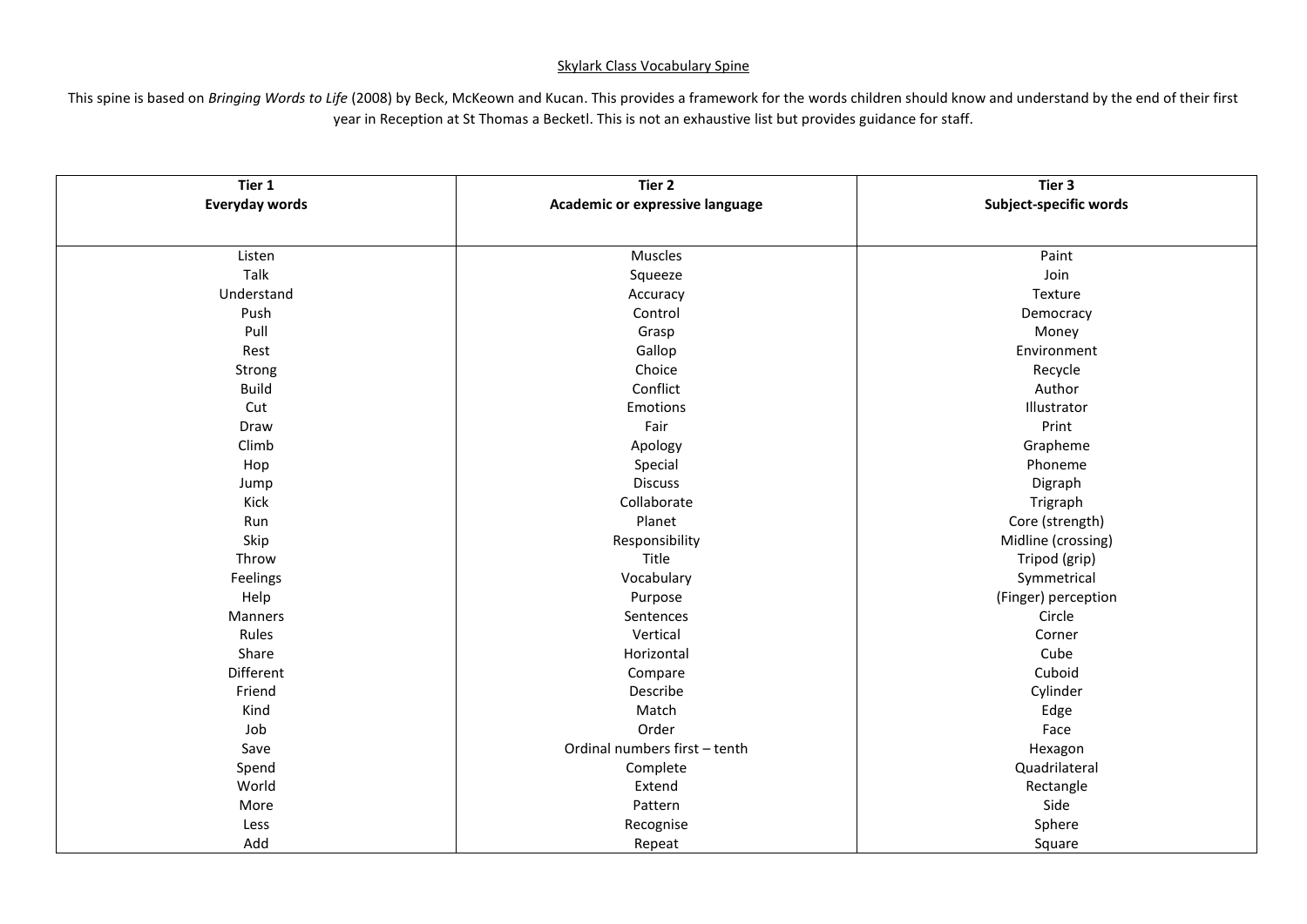Skylark Class Vocabulary Spine

This spine is based on *Bringing Words to Life* (2008) by Beck, McKeown and Kucan. This provides a framework for the words children should know and understand by the end of their first year in Reception at St Thomas a Becketl. This is not an exhaustive list but provides guidance for staff.

| **Tier 1**<br>**Everyday words** | **Tier 2**<br>**Academic or expressive language** | **Tier 3**<br>**Subject-specific words** |
|---|---|---|
| Listen | Muscles | Paint |
| Talk | Squeeze | Join |
| Understand | Accuracy | Texture |
| Push | Control | Democracy |
| Pull | Grasp | Money |
| Rest | Gallop | Environment |
| Strong | Choice | Recycle |
| Build | Conflict | Author |
| Cut | Emotions | Illustrator |
| Draw | Fair | Print |
| Climb | Apology | Grapheme |
| Hop | Special | Phoneme |
| Jump | Discuss | Digraph |
| Kick | Collaborate | Trigraph |
| Run | Planet | Core (strength) |
| Skip | Responsibility | Midline (crossing) |
| Throw | Title | Tripod (grip) |
| Feelings | Vocabulary | Symmetrical |
| Help | Purpose | (Finger) perception |
| Manners | Sentences | Circle |
| Rules | Vertical | Corner |
| Share | Horizontal | Cube |
| Different | Compare | Cuboid |
| Friend | Describe | Cylinder |
| Kind | Match | Edge |
| Job | Order | Face |
| Save | Ordinal numbers first – tenth | Hexagon |
| Spend | Complete | Quadrilateral |
| World | Extend | Rectangle |
| More | Pattern | Side |
| Less | Recognise | Sphere |
| Add | Repeat | Square |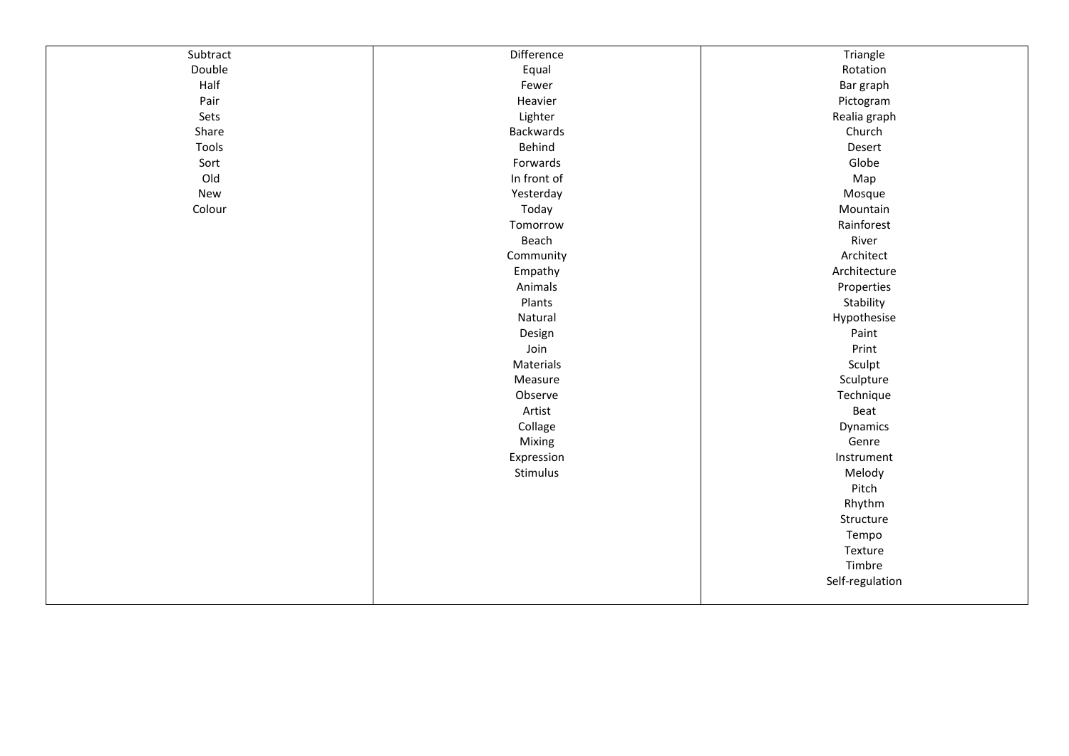| | | |
|---|---|---|
| Subtract<br>Double<br>Half<br>Pair<br>Sets<br>Share<br>Tools<br>Sort<br>Old<br>New<br>Colour | Difference<br>Equal<br>Fewer<br>Heavier<br>Lighter<br>Backwards<br>Behind<br>Forwards<br>In front of<br>Yesterday<br>Today<br>Tomorrow<br>Beach<br>Community<br>Empathy<br>Animals<br>Plants<br>Natural<br>Design<br>Join<br>Materials<br>Measure<br>Observe<br>Artist<br>Collage<br>Mixing<br>Expression<br>Stimulus | Triangle<br>Rotation<br>Bar graph<br>Pictogram<br>Realia graph<br>Church<br>Desert<br>Globe<br>Map<br>Mosque<br>Mountain<br>Rainforest<br>River<br>Architect<br>Architecture<br>Properties<br>Stability<br>Hypothesise<br>Paint<br>Print<br>Sculpt<br>Sculpture<br>Technique<br>Beat<br>Dynamics<br>Genre<br>Instrument<br>Melody<br>Pitch<br>Rhythm<br>Structure<br>Tempo<br>Texture<br>Timbre<br>Self-regulation |